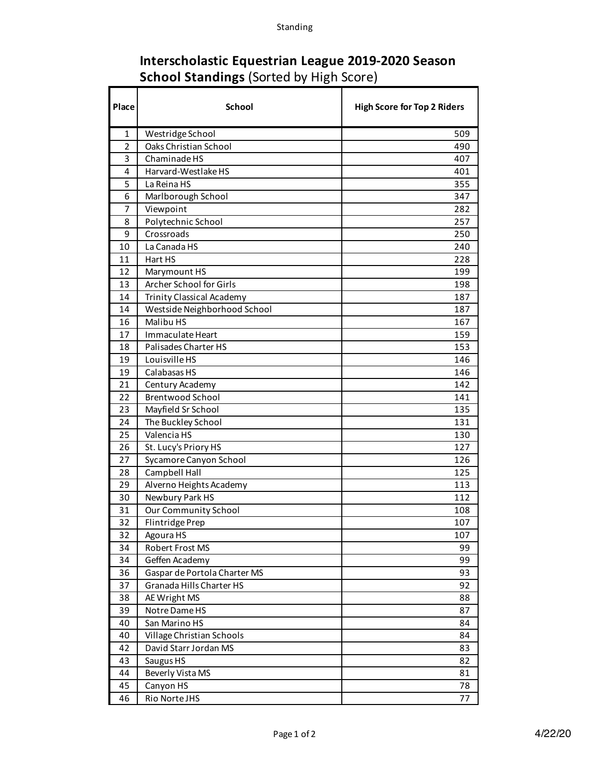# Interscholastic Equestrian League 2019-2020 Season

## **School Standings** (Sorted by High Score)

| Place | School | High Score for Top 2 Riders |
|---|---|---|
| 1 | Westridge School | 509 |
| 2 | Oaks Christian School | 490 |
| 3 | Chaminade HS | 407 |
| 4 | Harvard-Westlake HS | 401 |
| 5 | La Reina HS | 355 |
| 6 | Marlborough School | 347 |
| 7 | Viewpoint | 282 |
| 8 | Polytechnic School | 257 |
| 9 | Crossroads | 250 |
| 10 | La Canada HS | 240 |
| 11 | Hart HS | 228 |
| 12 | Marymount HS | 199 |
| 13 | Archer School for Girls | 198 |
| 14 | Trinity Classical Academy | 187 |
| 14 | Westside Neighborhood School | 187 |
| 16 | Malibu HS | 167 |
| 17 | Immaculate Heart | 159 |
| 18 | Palisades Charter HS | 153 |
| 19 | Louisville HS | 146 |
| 19 | Calabasas HS | 146 |
| 21 | Century Academy | 142 |
| 22 | Brentwood School | 141 |
| 23 | Mayfield Sr School | 135 |
| 24 | The Buckley School | 131 |
| 25 | Valencia HS | 130 |
| 26 | St. Lucy's Priory HS | 127 |
| 27 | Sycamore Canyon School | 126 |
| 28 | Campbell Hall | 125 |
| 29 | Alverno Heights Academy | 113 |
| 30 | Newbury Park HS | 112 |
| 31 | Our Community School | 108 |
| 32 | Flintridge Prep | 107 |
| 32 | Agoura HS | 107 |
| 34 | Robert Frost MS | 99 |
| 34 | Geffen Academy | 99 |
| 36 | Gaspar de Portola Charter MS | 93 |
| 37 | Granada Hills Charter HS | 92 |
| 38 | AE Wright MS | 88 |
| 39 | Notre Dame HS | 87 |
| 40 | San Marino HS | 84 |
| 40 | Village Christian Schools | 84 |
| 42 | David Starr Jordan MS | 83 |
| 43 | Saugus HS | 82 |
| 44 | Beverly Vista MS | 81 |
| 45 | Canyon HS | 78 |
| 46 | Rio Norte JHS | 77 |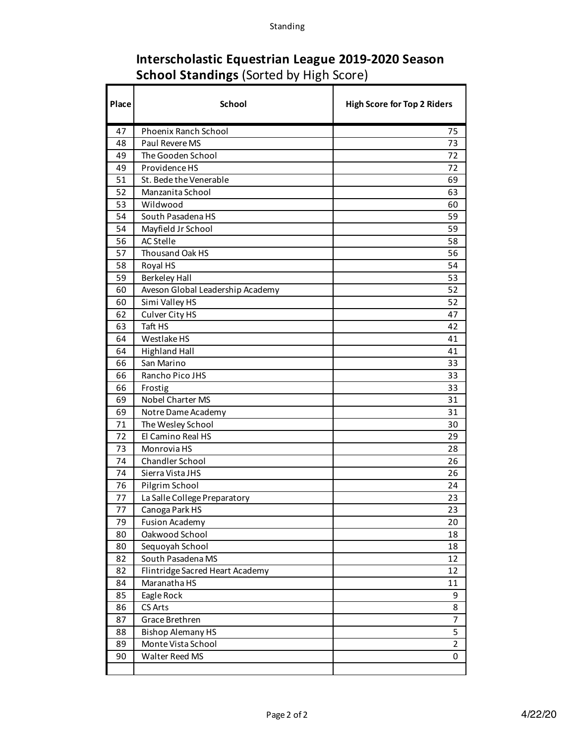## Interscholastic Equestrian League 2019-2020 Season
**School Standings** (Sorted by High Score)

| Place | School | High Score for Top 2 Riders |
|---|---|---|
| 47 | Phoenix Ranch School | 75 |
| 48 | Paul Revere MS | 73 |
| 49 | The Gooden School | 72 |
| 49 | Providence HS | 72 |
| 51 | St. Bede the Venerable | 69 |
| 52 | Manzanita School | 63 |
| 53 | Wildwood | 60 |
| 54 | South Pasadena HS | 59 |
| 54 | Mayfield Jr School | 59 |
| 56 | AC Stelle | 58 |
| 57 | Thousand Oak HS | 56 |
| 58 | Royal HS | 54 |
| 59 | Berkeley Hall | 53 |
| 60 | Aveson Global Leadership Academy | 52 |
| 60 | Simi Valley HS | 52 |
| 62 | Culver City HS | 47 |
| 63 | Taft HS | 42 |
| 64 | Westlake HS | 41 |
| 64 | Highland Hall | 41 |
| 66 | San Marino | 33 |
| 66 | Rancho Pico JHS | 33 |
| 66 | Frostig | 33 |
| 69 | Nobel Charter MS | 31 |
| 69 | Notre Dame Academy | 31 |
| 71 | The Wesley School | 30 |
| 72 | El Camino Real HS | 29 |
| 73 | Monrovia HS | 28 |
| 74 | Chandler School | 26 |
| 74 | Sierra Vista JHS | 26 |
| 76 | Pilgrim School | 24 |
| 77 | La Salle College Preparatory | 23 |
| 77 | Canoga Park HS | 23 |
| 79 | Fusion Academy | 20 |
| 80 | Oakwood School | 18 |
| 80 | Sequoyah School | 18 |
| 82 | South Pasadena MS | 12 |
| 82 | Flintridge Sacred Heart Academy | 12 |
| 84 | Maranatha HS | 11 |
| 85 | Eagle Rock | 9 |
| 86 | CS Arts | 8 |
| 87 | Grace Brethren | 7 |
| 88 | Bishop Alemany HS | 5 |
| 89 | Monte Vista School | 2 |
| 90 | Walter Reed MS | 0 |
| | | |

4/22/20